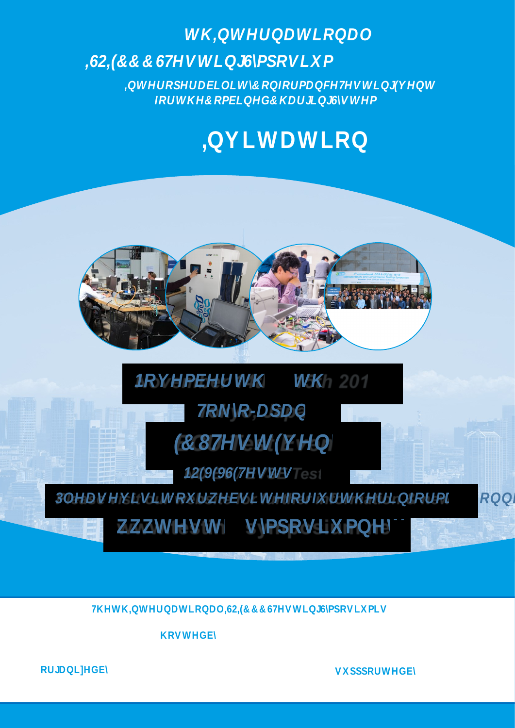# WK,QWHUQDWLRQDO

# ,62,(&&&67HVWLQJ6\PSRVLXP

## ,QWHURSHUDELOLW\&RQIRUPDQFH7HVWLQJ(YHQW IRUWKH&RPELQHG&KDUJLQJ6\VWHP

# ,QYLWDWLRQ

**1RYHPEHUWK WKh 201**

**7RN\R-DSDQ**

**(&87HVW(YHQ**

**12(96(7HVWV Test**

**3OHDVHYLVLWRXUZHEVLWHIRUIXUWKHULQIRUPD RQQ**

**ZZZWHVW V\PSRVLXPQHW**

**7KHWK,QWHUQDWLRQDO,62,(&&&67HVWLQJ6\PSRVLXPLV**

**KRVWHGE\**

**RUJDQL]HGE\**

**VXSSRUWHGE\**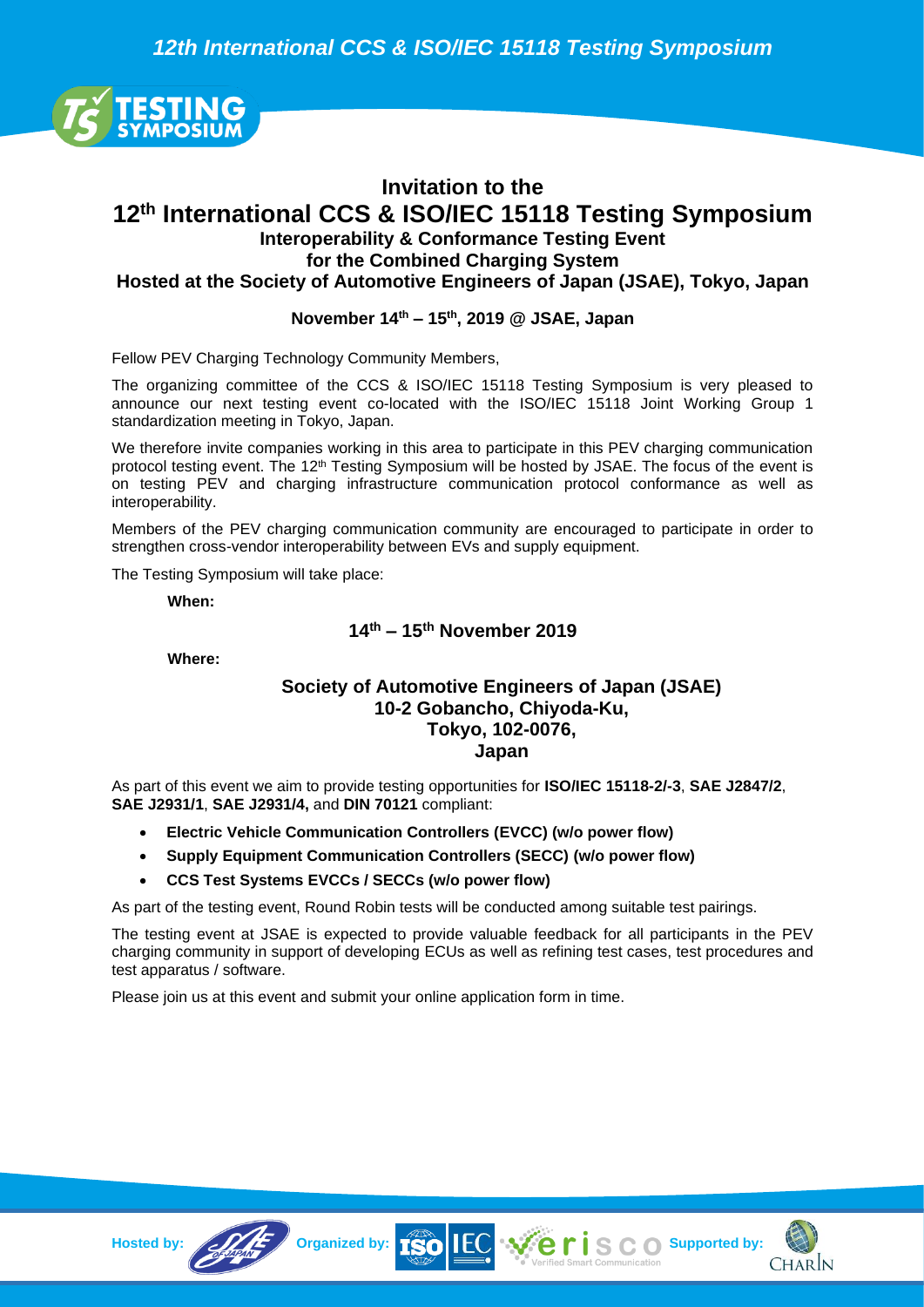# Invitation to the 12th International CCS & ISO/IEC 15118 Testing Symposium

## Interoperability & Conformance Testing Event for the Combined Charging System

## Hosted at the Society of Automotive Engineers of Japan (JSAE), Tokyo, Japan

**November 14th – 15th, 2019 @ JSAE, Japan**

Fellow PEV Charging Technology Community Members,

The organizing committee of the CCS & ISO/IEC 15118 Testing Symposium is very pleased to announce our next testing event co-located with the ISO/IEC 15118 Joint Working Group 1 standardization meeting in Tokyo, Japan.

We therefore invite companies working in this area to participate in this PEV charging communication protocol testing event. The 12th Testing Symposium will be hosted by JSAE. The focus of the event is on testing PEV and charging infrastructure communication protocol conformance as well as interoperability.

Members of the PEV charging communication community are encouraged to participate in order to strengthen cross-vendor interoperability between EVs and supply equipment.

The Testing Symposium will take place:

**When:**

**14th – 15th November 2019**

**Where:**

**Society of Automotive Engineers of Japan (JSAE)**
**10-2 Gobancho, Chiyoda-Ku,**
**Tokyo, 102-0076,**
**Japan**

As part of this event we aim to provide testing opportunities for **ISO/IEC 15118-2/-3**, **SAE J2847/2**, **SAE J2931/1**, **SAE J2931/4,** and **DIN 70121** compliant:

- **Electric Vehicle Communication Controllers (EVCC) (w/o power flow)**
- **Supply Equipment Communication Controllers (SECC) (w/o power flow)**
- **CCS Test Systems EVCCs / SECCs (w/o power flow)**

As part of the testing event, Round Robin tests will be conducted among suitable test pairings.

The testing event at JSAE is expected to provide valuable feedback for all participants in the PEV charging community in support of developing ECUs as well as refining test cases, test procedures and test apparatus / software.

Please join us at this event and submit your online application form in time.

Hosted by: Organized by: Supported by: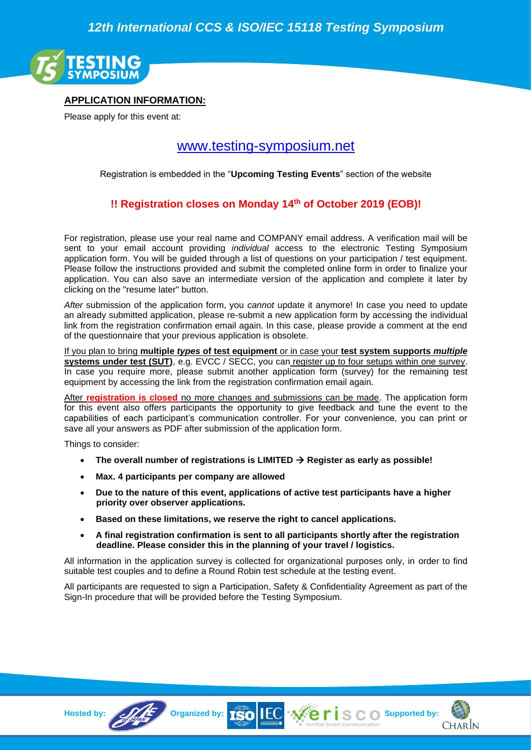## APPLICATION INFORMATION:

Please apply for this event at:

[www.testing-symposium.net](http://www.testing-symposium.net)

Registration is embedded in the "**Upcoming Testing Events**" section of the website

**!! Registration closes on Monday 14th of October 2019 (EOB)!**

For registration, please use your real name and COMPANY email address. A verification mail will be sent to your email account providing *individual* access to the electronic Testing Symposium application form. You will be guided through a list of questions on your participation / test equipment. Please follow the instructions provided and submit the completed online form in order to finalize your application. You can also save an intermediate version of the application and complete it later by clicking on the "resume later" button.

*After* submission of the application form, you *cannot* update it anymore! In case you need to update an already submitted application, please re-submit a new application form by accessing the individual link from the registration confirmation email again. In this case, please provide a comment at the end of the questionnaire that your previous application is obsolete.

If you plan to bring **multiple *types* of test equipment** or in case your **test system supports *multiple* systems under test (SUT)**, e.g. EVCC / SECC, you can register up to four setups within one survey. In case you require more, please submit another application form (survey) for the remaining test equipment by accessing the link from the registration confirmation email again.

After **registration is closed** no more changes and submissions can be made. The application form for this event also offers participants the opportunity to give feedback and tune the event to the capabilities of each participant's communication controller. For your convenience, you can print or save all your answers as PDF after submission of the application form.

Things to consider:

- **The overall number of registrations is LIMITED → Register as early as possible!**
- **Max. 4 participants per company are allowed**
- **Due to the nature of this event, applications of active test participants have a higher priority over observer applications.**
- **Based on these limitations, we reserve the right to cancel applications.**
- **A final registration confirmation is sent to all participants shortly after the registration deadline. Please consider this in the planning of your travel / logistics.**

All information in the application survey is collected for organizational purposes only, in order to find suitable test couples and to define a Round Robin test schedule at the testing event.

All participants are requested to sign a Participation, Safety & Confidentiality Agreement as part of the Sign-In procedure that will be provided before the Testing Symposium.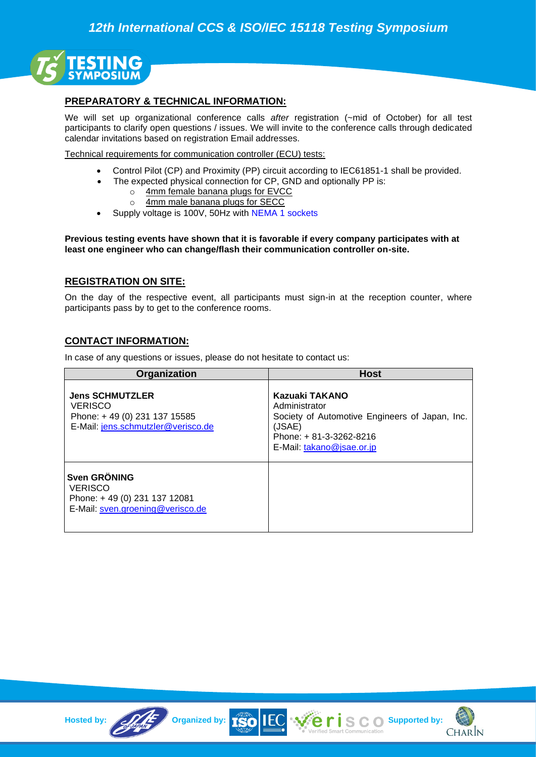## PREPARATORY & TECHNICAL INFORMATION:

We will set up organizational conference calls *after* registration (~mid of October) for all test participants to clarify open questions / issues. We will invite to the conference calls through dedicated calendar invitations based on registration Email addresses.

Technical requirements for communication controller (ECU) tests:

- Control Pilot (CP) and Proximity (PP) circuit according to IEC61851-1 shall be provided.
- The expected physical connection for CP, GND and optionally PP is:
  - 4mm female banana plugs for EVCC
  - 4mm male banana plugs for SECC
- Supply voltage is 100V, 50Hz with NEMA 1 sockets

**Previous testing events have shown that it is favorable if every company participates with at least one engineer who can change/flash their communication controller on-site.**

## REGISTRATION ON SITE:

On the day of the respective event, all participants must sign-in at the reception counter, where participants pass by to get to the conference rooms.

## CONTACT INFORMATION:

In case of any questions or issues, please do not hesitate to contact us:

| Organization | Host |
|---|---|
| **Jens SCHMUTZLER**<br>VERISCO<br>Phone: + 49 (0) 231 137 15585<br>E-Mail: jens.schmutzler@verisco.de | **Kazuaki TAKANO**<br>Administrator<br>Society of Automotive Engineers of Japan, Inc. (JSAE)<br>Phone: + 81-3-3262-8216<br>E-Mail: takano@jsae.or.jp |
| **Sven GRÖNING**<br>VERISCO<br>Phone: + 49 (0) 231 137 12081<br>E-Mail: sven.groening@verisco.de | |

Hosted by: Organized by: Supported by: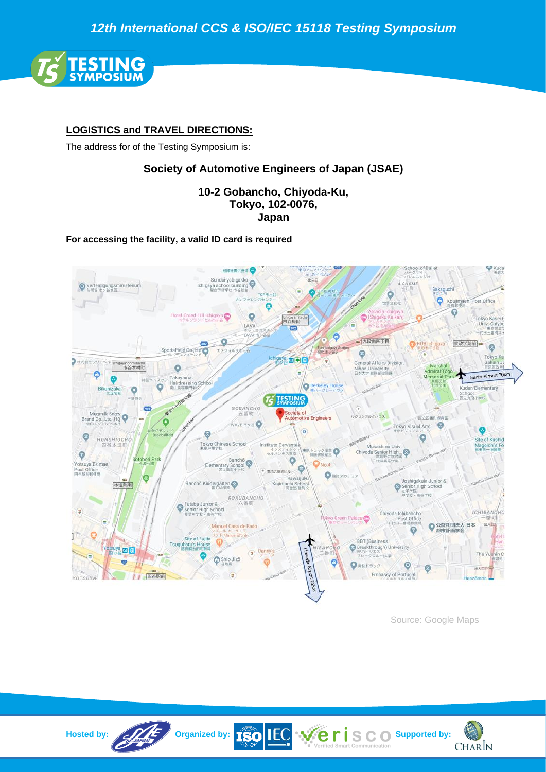## LOGISTICS and TRAVEL DIRECTIONS:

The address for of the Testing Symposium is:

### Society of Automotive Engineers of Japan (JSAE)

**10-2 Gobancho, Chiyoda-Ku,**
**Tokyo, 102-0076,**
**Japan**

**For accessing the facility, a valid ID card is required**

Source: Google Maps

Hosted by: Organized by: Supported by: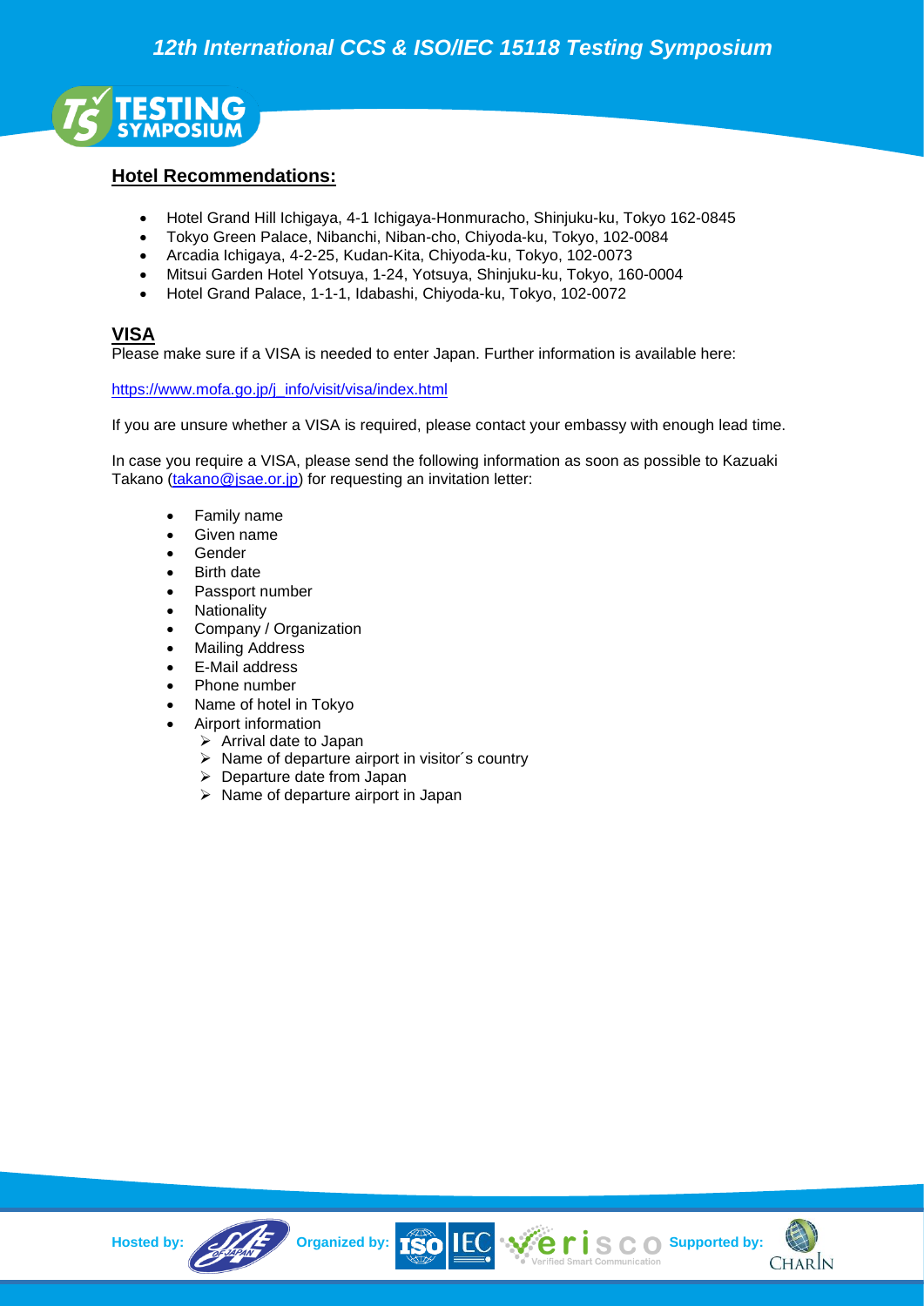## Hotel Recommendations:

- Hotel Grand Hill Ichigaya, 4-1 Ichigaya-Honmuracho, Shinjuku-ku, Tokyo 162-0845
- Tokyo Green Palace, Nibanchi, Niban-cho, Chiyoda-ku, Tokyo, 102-0084
- Arcadia Ichigaya, 4-2-25, Kudan-Kita, Chiyoda-ku, Tokyo, 102-0073
- Mitsui Garden Hotel Yotsuya, 1-24, Yotsuya, Shinjuku-ku, Tokyo, 160-0004
- Hotel Grand Palace, 1-1-1, Idabashi, Chiyoda-ku, Tokyo, 102-0072

## VISA

Please make sure if a VISA is needed to enter Japan. Further information is available here:

https://www.mofa.go.jp/j_info/visit/visa/index.html

If you are unsure whether a VISA is required, please contact your embassy with enough lead time.

In case you require a VISA, please send the following information as soon as possible to Kazuaki Takano (takano@jsae.or.jp) for requesting an invitation letter:

- Family name
- Given name
- Gender
- Birth date
- Passport number
- Nationality
- Company / Organization
- Mailing Address
- E-Mail address
- Phone number
- Name of hotel in Tokyo
- Airport information
  - Arrival date to Japan
  - Name of departure airport in visitor´s country
  - Departure date from Japan
  - Name of departure airport in Japan